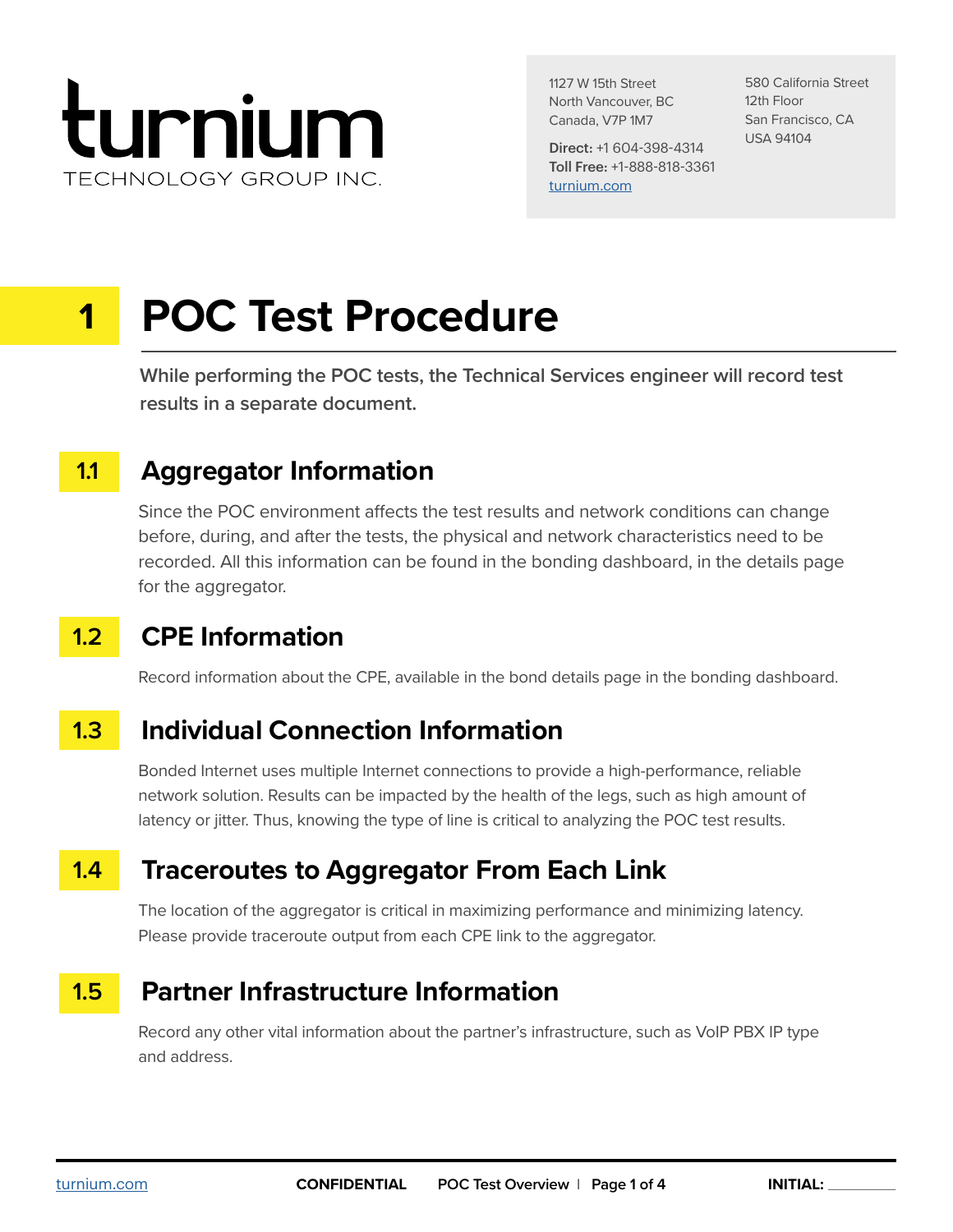turnium
TECHNOLOGY GROUP INC.

1127 W 15th Street
North Vancouver, BC
Canada, V7P 1M7

**Direct:** +1 604-398-4314
**Toll Free:** +1-888-818-3361
turnium.com

580 California Street
12th Floor
San Francisco, CA
USA 94104

# 1 POC Test Procedure

**While performing the POC tests, the Technical Services engineer will record test results in a separate document.**

## 1.1 Aggregator Information

Since the POC environment affects the test results and network conditions can change before, during, and after the tests, the physical and network characteristics need to be recorded. All this information can be found in the bonding dashboard, in the details page for the aggregator.

## 1.2 CPE Information

Record information about the CPE, available in the bond details page in the bonding dashboard.

## 1.3 Individual Connection Information

Bonded Internet uses multiple Internet connections to provide a high-performance, reliable network solution. Results can be impacted by the health of the legs, such as high amount of latency or jitter. Thus, knowing the type of line is critical to analyzing the POC test results.

## 1.4 Traceroutes to Aggregator From Each Link

The location of the aggregator is critical in maximizing performance and minimizing latency. Please provide traceroute output from each CPE link to the aggregator.

## 1.5 Partner Infrastructure Information

Record any other vital information about the partner's infrastructure, such as VoIP PBX IP type and address.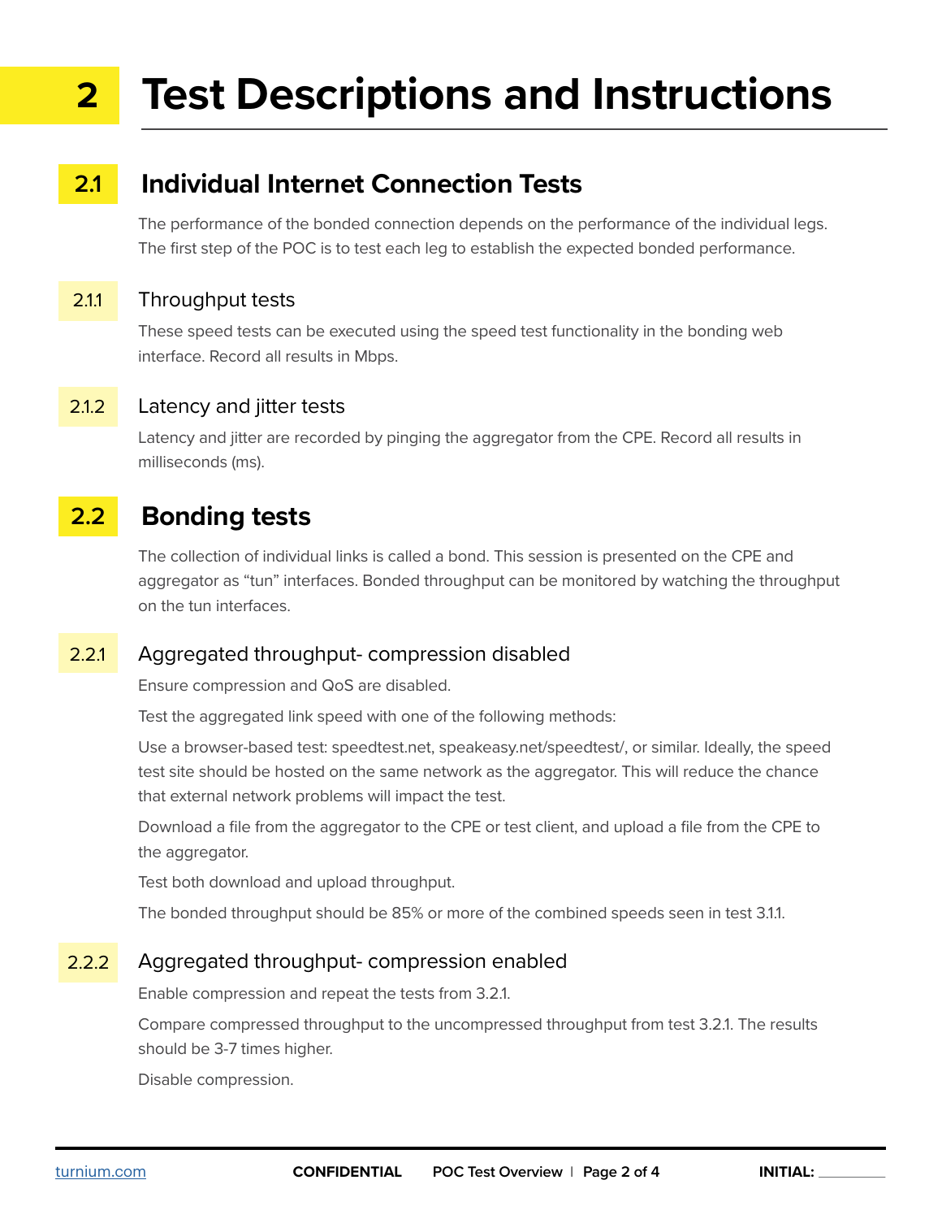# 2 Test Descriptions and Instructions

## 2.1 Individual Internet Connection Tests

The performance of the bonded connection depends on the performance of the individual legs. The first step of the POC is to test each leg to establish the expected bonded performance.

### 2.1.1 Throughput tests

These speed tests can be executed using the speed test functionality in the bonding web interface. Record all results in Mbps.

### 2.1.2 Latency and jitter tests

Latency and jitter are recorded by pinging the aggregator from the CPE. Record all results in milliseconds (ms).

## 2.2 Bonding tests

The collection of individual links is called a bond. This session is presented on the CPE and aggregator as “tun” interfaces. Bonded throughput can be monitored by watching the throughput on the tun interfaces.

### 2.2.1 Aggregated throughput- compression disabled

Ensure compression and QoS are disabled.

Test the aggregated link speed with one of the following methods:

Use a browser-based test: speedtest.net, speakeasy.net/speedtest/, or similar. Ideally, the speed test site should be hosted on the same network as the aggregator. This will reduce the chance that external network problems will impact the test.

Download a file from the aggregator to the CPE or test client, and upload a file from the CPE to the aggregator.

Test both download and upload throughput.

The bonded throughput should be 85% or more of the combined speeds seen in test 3.1.1.

### 2.2.2 Aggregated throughput- compression enabled

Enable compression and repeat the tests from 3.2.1.

Compare compressed throughput to the uncompressed throughput from test 3.2.1. The results should be 3-7 times higher.

Disable compression.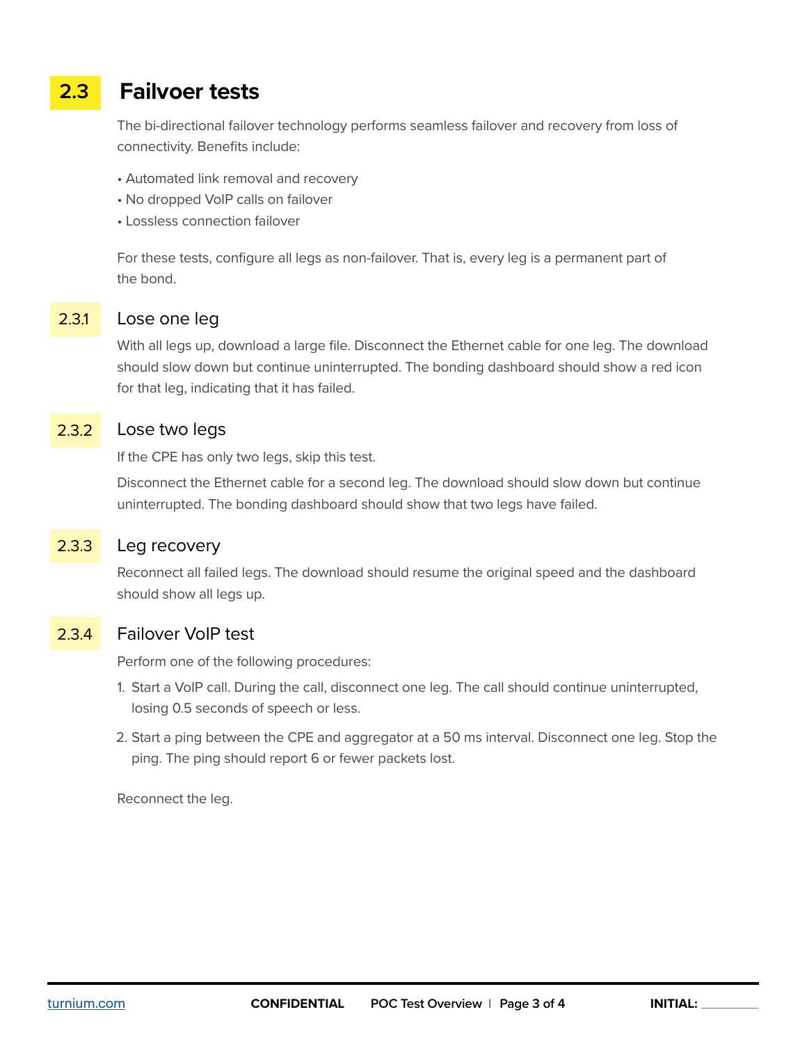## 2.3 Failvoer tests

The bi-directional failover technology performs seamless failover and recovery from loss of connectivity. Benefits include:

- Automated link removal and recovery
- No dropped VoIP calls on failover
- Lossless connection failover

For these tests, configure all legs as non-failover. That is, every leg is a permanent part of the bond.

### 2.3.1 Lose one leg

With all legs up, download a large file. Disconnect the Ethernet cable for one leg. The download should slow down but continue uninterrupted. The bonding dashboard should show a red icon for that leg, indicating that it has failed.

### 2.3.2 Lose two legs

If the CPE has only two legs, skip this test.

Disconnect the Ethernet cable for a second leg. The download should slow down but continue uninterrupted. The bonding dashboard should show that two legs have failed.

### 2.3.3 Leg recovery

Reconnect all failed legs. The download should resume the original speed and the dashboard should show all legs up.

### 2.3.4 Failover VoIP test

Perform one of the following procedures:

1. Start a VoIP call. During the call, disconnect one leg. The call should continue uninterrupted, losing 0.5 seconds of speech or less.
2. Start a ping between the CPE and aggregator at a 50 ms interval. Disconnect one leg. Stop the ping. The ping should report 6 or fewer packets lost.

Reconnect the leg.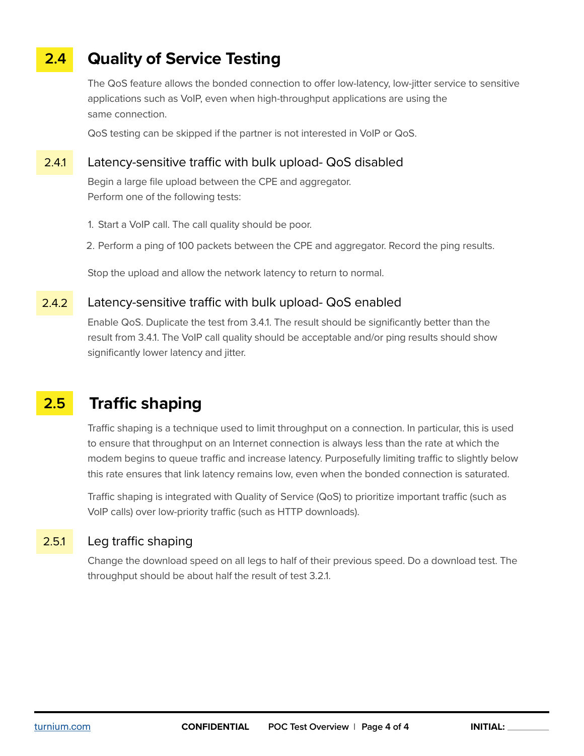## 2.4 Quality of Service Testing

The QoS feature allows the bonded connection to offer low-latency, low-jitter service to sensitive applications such as VoIP, even when high-throughput applications are using the same connection.

QoS testing can be skipped if the partner is not interested in VoIP or QoS.

### 2.4.1 Latency-sensitive traffic with bulk upload- QoS disabled

Begin a large file upload between the CPE and aggregator.
Perform one of the following tests:

1. Start a VoIP call. The call quality should be poor.
2. Perform a ping of 100 packets between the CPE and aggregator. Record the ping results.

Stop the upload and allow the network latency to return to normal.

### 2.4.2 Latency-sensitive traffic with bulk upload- QoS enabled

Enable QoS. Duplicate the test from 3.4.1. The result should be significantly better than the result from 3.4.1. The VoIP call quality should be acceptable and/or ping results should show significantly lower latency and jitter.

## 2.5 Traffic shaping

Traffic shaping is a technique used to limit throughput on a connection. In particular, this is used to ensure that throughput on an Internet connection is always less than the rate at which the modem begins to queue traffic and increase latency. Purposefully limiting traffic to slightly below this rate ensures that link latency remains low, even when the bonded connection is saturated.

Traffic shaping is integrated with Quality of Service (QoS) to prioritize important traffic (such as VoIP calls) over low-priority traffic (such as HTTP downloads).

### 2.5.1 Leg traffic shaping

Change the download speed on all legs to half of their previous speed. Do a download test. The throughput should be about half the result of test 3.2.1.